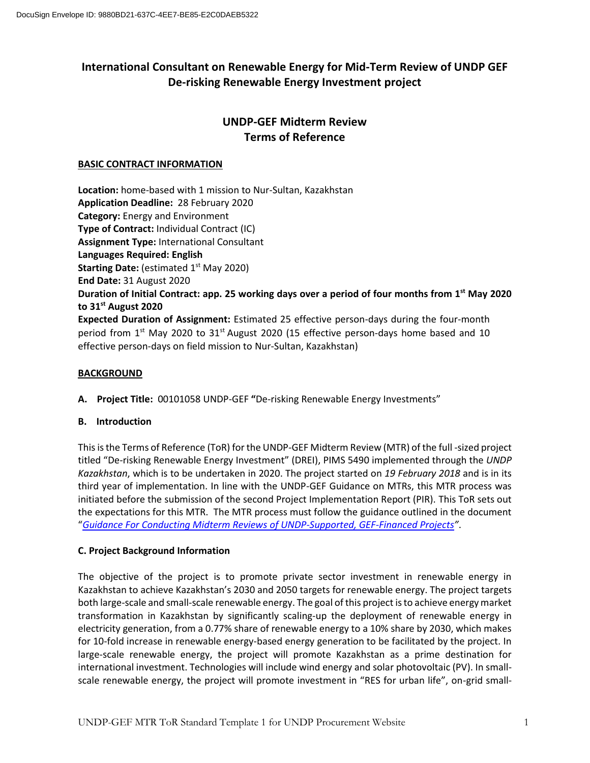DocuSign Envelope ID: 9880BD21-637C-4EE7-BE85-E2C0DAEB5322

# International Consultant on Renewable Energy for Mid-Term Review of UNDP GEF De-risking Renewable Energy Investment project

## UNDP-GEF Midterm Review
## Terms of Reference

### BASIC CONTRACT INFORMATION

**Location:** home-based with 1 mission to Nur-Sultan, Kazakhstan
**Application Deadline:** 28 February 2020
**Category:** Energy and Environment
**Type of Contract:** Individual Contract (IC)
**Assignment Type:** International Consultant
**Languages Required: English**
**Starting Date:** (estimated 1st May 2020)
**End Date:** 31 August 2020
**Duration of Initial Contract: app. 25 working days over a period of four months from 1st May 2020 to 31st August 2020**
**Expected Duration of Assignment:** Estimated 25 effective person-days during the four-month period from 1st May 2020 to 31st August 2020 (15 effective person-days home based and 10 effective person-days on field mission to Nur-Sultan, Kazakhstan)

### BACKGROUND

**A. Project Title:** 00101058 UNDP-GEF **"**De-risking Renewable Energy Investments"

**B. Introduction**

This is the Terms of Reference (ToR) for the UNDP-GEF Midterm Review (MTR) of the full -sized project titled "De-risking Renewable Energy Investment" (DREI), PIMS 5490 implemented through the *UNDP Kazakhstan*, which is to be undertaken in 2020. The project started on *19 February 2018* and is in its third year of implementation. In line with the UNDP-GEF Guidance on MTRs, this MTR process was initiated before the submission of the second Project Implementation Report (PIR). This ToR sets out the expectations for this MTR. The MTR process must follow the guidance outlined in the document "*Guidance For Conducting Midterm Reviews of UNDP-Supported, GEF-Financed Projects*".

**C. Project Background Information**

The objective of the project is to promote private sector investment in renewable energy in Kazakhstan to achieve Kazakhstan's 2030 and 2050 targets for renewable energy. The project targets both large-scale and small-scale renewable energy. The goal of this project is to achieve energy market transformation in Kazakhstan by significantly scaling-up the deployment of renewable energy in electricity generation, from a 0.77% share of renewable energy to a 10% share by 2030, which makes for 10-fold increase in renewable energy-based energy generation to be facilitated by the project. In large-scale renewable energy, the project will promote Kazakhstan as a prime destination for international investment. Technologies will include wind energy and solar photovoltaic (PV). In small-scale renewable energy, the project will promote investment in "RES for urban life", on-grid small-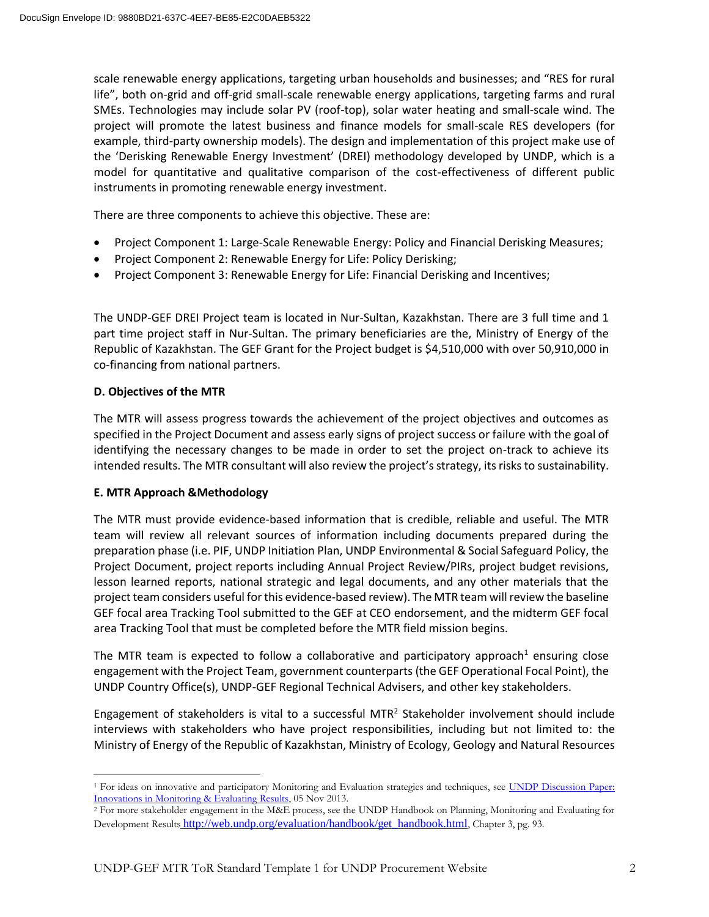scale renewable energy applications, targeting urban households and businesses; and "RES for rural life", both on-grid and off-grid small-scale renewable energy applications, targeting farms and rural SMEs. Technologies may include solar PV (roof-top), solar water heating and small-scale wind. The project will promote the latest business and finance models for small-scale RES developers (for example, third-party ownership models). The design and implementation of this project make use of the 'Derisking Renewable Energy Investment' (DREI) methodology developed by UNDP, which is a model for quantitative and qualitative comparison of the cost-effectiveness of different public instruments in promoting renewable energy investment.

There are three components to achieve this objective. These are:

- Project Component 1: Large-Scale Renewable Energy: Policy and Financial Derisking Measures;
- Project Component 2: Renewable Energy for Life: Policy Derisking;
- Project Component 3: Renewable Energy for Life: Financial Derisking and Incentives;

The UNDP-GEF DREI Project team is located in Nur-Sultan, Kazakhstan. There are 3 full time and 1 part time project staff in Nur-Sultan. The primary beneficiaries are the, Ministry of Energy of the Republic of Kazakhstan. The GEF Grant for the Project budget is $4,510,000 with over 50,910,000 in co-financing from national partners.

**D. Objectives of the MTR**

The MTR will assess progress towards the achievement of the project objectives and outcomes as specified in the Project Document and assess early signs of project success or failure with the goal of identifying the necessary changes to be made in order to set the project on-track to achieve its intended results. The MTR consultant will also review the project's strategy, its risks to sustainability.

**E. MTR Approach &Methodology**

The MTR must provide evidence-based information that is credible, reliable and useful. The MTR team will review all relevant sources of information including documents prepared during the preparation phase (i.e. PIF, UNDP Initiation Plan, UNDP Environmental & Social Safeguard Policy, the Project Document, project reports including Annual Project Review/PIRs, project budget revisions, lesson learned reports, national strategic and legal documents, and any other materials that the project team considers useful for this evidence-based review). The MTR team will review the baseline GEF focal area Tracking Tool submitted to the GEF at CEO endorsement, and the midterm GEF focal area Tracking Tool that must be completed before the MTR field mission begins.

The MTR team is expected to follow a collaborative and participatory approach[1] ensuring close engagement with the Project Team, government counterparts (the GEF Operational Focal Point), the UNDP Country Office(s), UNDP-GEF Regional Technical Advisers, and other key stakeholders.

Engagement of stakeholders is vital to a successful MTR[2] Stakeholder involvement should include interviews with stakeholders who have project responsibilities, including but not limited to: the Ministry of Energy of the Republic of Kazakhstan, Ministry of Ecology, Geology and Natural Resources

---

[1] For ideas on innovative and participatory Monitoring and Evaluation strategies and techniques, see [UNDP Discussion Paper: Innovations in Monitoring & Evaluating Results](), 05 Nov 2013.

[2] For more stakeholder engagement in the M&E process, see the UNDP Handbook on Planning, Monitoring and Evaluating for Development Results http://web.undp.org/evaluation/handbook/get_handbook.html, Chapter 3, pg. 93.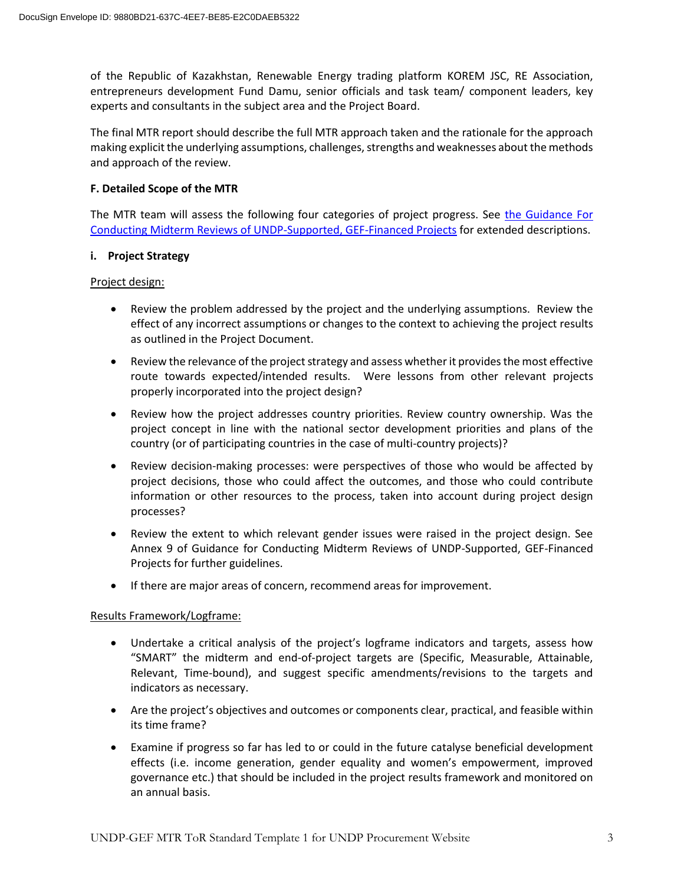of the Republic of Kazakhstan, Renewable Energy trading platform KOREM JSC, RE Association, entrepreneurs development Fund Damu, senior officials and task team/ component leaders, key experts and consultants in the subject area and the Project Board.

The final MTR report should describe the full MTR approach taken and the rationale for the approach making explicit the underlying assumptions, challenges, strengths and weaknesses about the methods and approach of the review.

**F. Detailed Scope of the MTR**

The MTR team will assess the following four categories of project progress. See [the Guidance For Conducting Midterm Reviews of UNDP-Supported, GEF-Financed Projects]() for extended descriptions.

**i. Project Strategy**

Project design:

- Review the problem addressed by the project and the underlying assumptions. Review the effect of any incorrect assumptions or changes to the context to achieving the project results as outlined in the Project Document.
- Review the relevance of the project strategy and assess whether it provides the most effective route towards expected/intended results. Were lessons from other relevant projects properly incorporated into the project design?
- Review how the project addresses country priorities. Review country ownership. Was the project concept in line with the national sector development priorities and plans of the country (or of participating countries in the case of multi-country projects)?
- Review decision-making processes: were perspectives of those who would be affected by project decisions, those who could affect the outcomes, and those who could contribute information or other resources to the process, taken into account during project design processes?
- Review the extent to which relevant gender issues were raised in the project design. See Annex 9 of Guidance for Conducting Midterm Reviews of UNDP-Supported, GEF-Financed Projects for further guidelines.
- If there are major areas of concern, recommend areas for improvement.

Results Framework/Logframe:

- Undertake a critical analysis of the project's logframe indicators and targets, assess how "SMART" the midterm and end-of-project targets are (Specific, Measurable, Attainable, Relevant, Time-bound), and suggest specific amendments/revisions to the targets and indicators as necessary.
- Are the project's objectives and outcomes or components clear, practical, and feasible within its time frame?
- Examine if progress so far has led to or could in the future catalyse beneficial development effects (i.e. income generation, gender equality and women's empowerment, improved governance etc.) that should be included in the project results framework and monitored on an annual basis.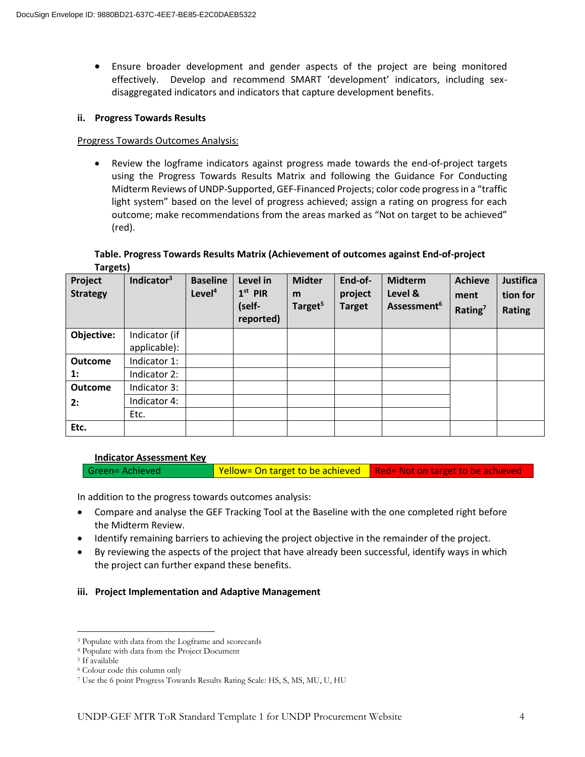- Ensure broader development and gender aspects of the project are being monitored effectively. Develop and recommend SMART 'development' indicators, including sex-disaggregated indicators and indicators that capture development benefits.

### ii. Progress Towards Results

Progress Towards Outcomes Analysis:

- Review the logframe indicators against progress made towards the end-of-project targets using the Progress Towards Results Matrix and following the Guidance For Conducting Midterm Reviews of UNDP-Supported, GEF-Financed Projects; color code progress in a "traffic light system" based on the level of progress achieved; assign a rating on progress for each outcome; make recommendations from the areas marked as "Not on target to be achieved" (red).

**Table. Progress Towards Results Matrix (Achievement of outcomes against End-of-project Targets)**

| Project Strategy | Indicator[3] | Baseline Level[4] | Level in 1st PIR (self-reported) | Midterm Target[5] | End-of-project Target | Midterm Level & Assessment[6] | Achievement Rating[7] | Justification for Rating |
|---|---|---|---|---|---|---|---|---|
| **Objective:** | Indicator (if applicable): | | | | | | | |
| **Outcome 1:** | Indicator 1: | | | | | | | |
| | Indicator 2: | | | | | | | |
| **Outcome 2:** | Indicator 3: | | | | | | | |
| | Indicator 4: | | | | | | | |
| | Etc. | | | | | | | |
| **Etc.** | | | | | | | | |

**Indicator Assessment Key**

| Green= Achieved | Yellow= On target to be achieved | Red= Not on target to be achieved |
|---|---|---|

In addition to the progress towards outcomes analysis:

- Compare and analyse the GEF Tracking Tool at the Baseline with the one completed right before the Midterm Review.
- Identify remaining barriers to achieving the project objective in the remainder of the project.
- By reviewing the aspects of the project that have already been successful, identify ways in which the project can further expand these benefits.

### iii. Project Implementation and Adaptive Management

---

[3] Populate with data from the Logframe and scorecards
[4] Populate with data from the Project Document
[5] If available
[6] Colour code this column only
[7] Use the 6 point Progress Towards Results Rating Scale: HS, S, MS, MU, U, HU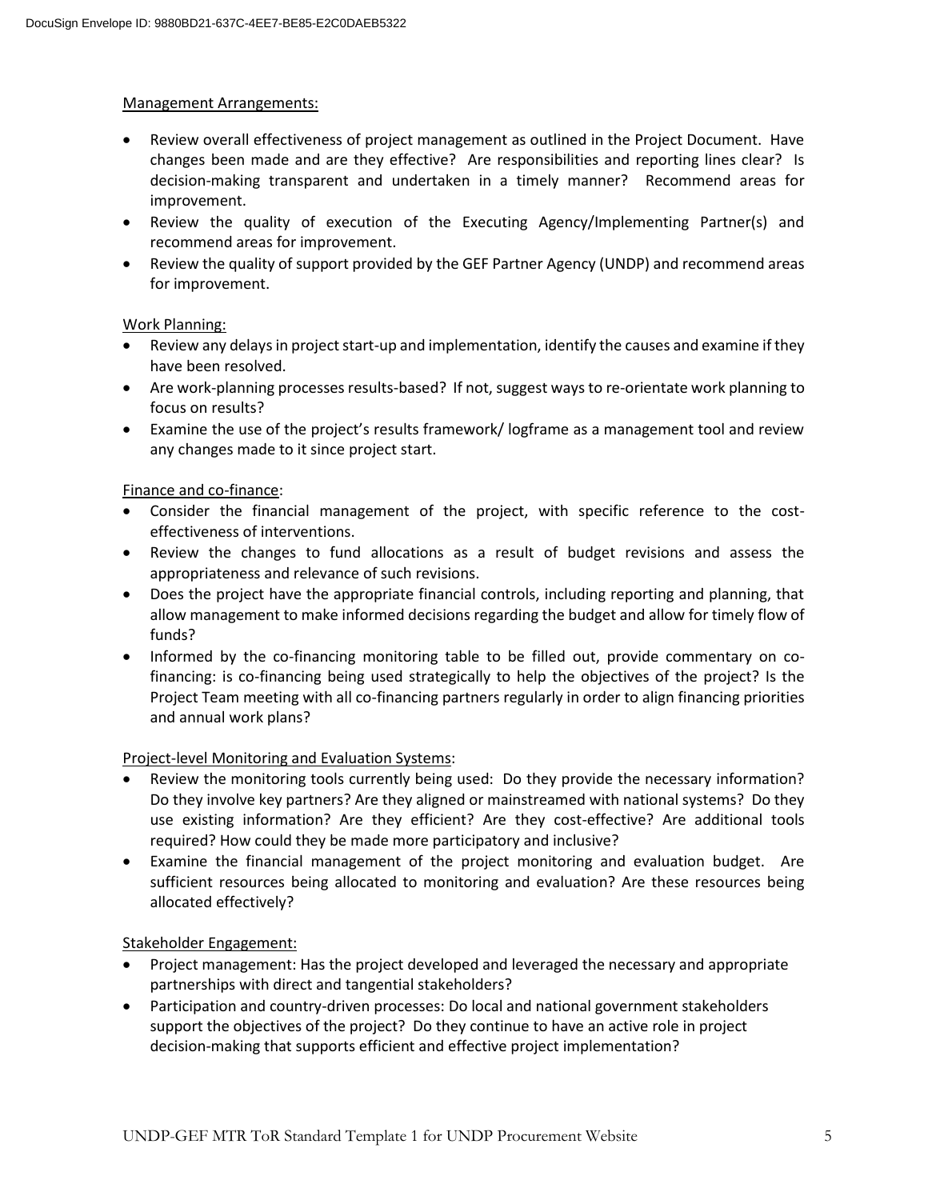Management Arrangements:

- Review overall effectiveness of project management as outlined in the Project Document. Have changes been made and are they effective? Are responsibilities and reporting lines clear? Is decision-making transparent and undertaken in a timely manner? Recommend areas for improvement.
- Review the quality of execution of the Executing Agency/Implementing Partner(s) and recommend areas for improvement.
- Review the quality of support provided by the GEF Partner Agency (UNDP) and recommend areas for improvement.

Work Planning:

- Review any delays in project start-up and implementation, identify the causes and examine if they have been resolved.
- Are work-planning processes results-based? If not, suggest ways to re-orientate work planning to focus on results?
- Examine the use of the project's results framework/ logframe as a management tool and review any changes made to it since project start.

Finance and co-finance:

- Consider the financial management of the project, with specific reference to the cost-effectiveness of interventions.
- Review the changes to fund allocations as a result of budget revisions and assess the appropriateness and relevance of such revisions.
- Does the project have the appropriate financial controls, including reporting and planning, that allow management to make informed decisions regarding the budget and allow for timely flow of funds?
- Informed by the co-financing monitoring table to be filled out, provide commentary on co-financing: is co-financing being used strategically to help the objectives of the project? Is the Project Team meeting with all co-financing partners regularly in order to align financing priorities and annual work plans?

Project-level Monitoring and Evaluation Systems:

- Review the monitoring tools currently being used: Do they provide the necessary information? Do they involve key partners? Are they aligned or mainstreamed with national systems? Do they use existing information? Are they efficient? Are they cost-effective? Are additional tools required? How could they be made more participatory and inclusive?
- Examine the financial management of the project monitoring and evaluation budget. Are sufficient resources being allocated to monitoring and evaluation? Are these resources being allocated effectively?

Stakeholder Engagement:

- Project management: Has the project developed and leveraged the necessary and appropriate partnerships with direct and tangential stakeholders?
- Participation and country-driven processes: Do local and national government stakeholders support the objectives of the project? Do they continue to have an active role in project decision-making that supports efficient and effective project implementation?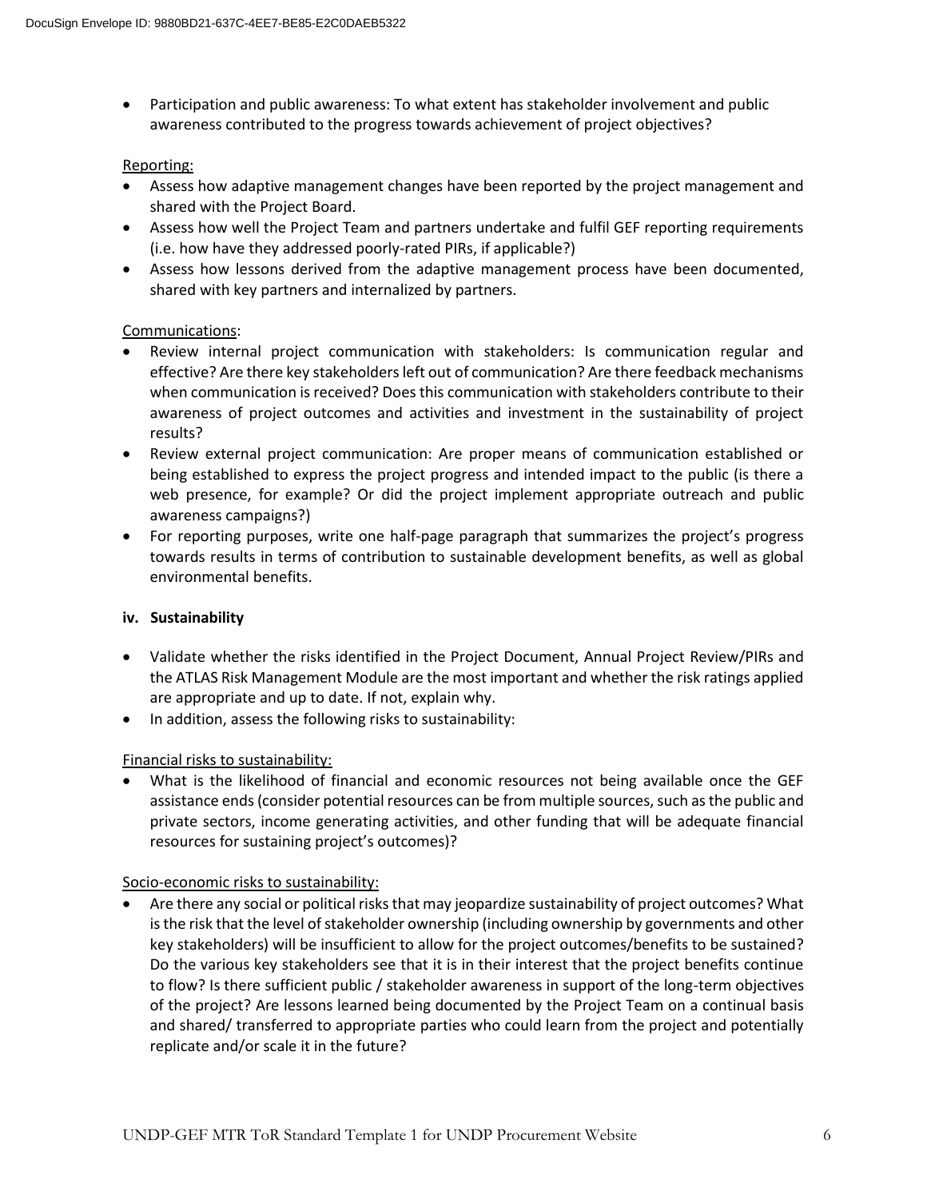- Participation and public awareness: To what extent has stakeholder involvement and public awareness contributed to the progress towards achievement of project objectives?

Reporting:

- Assess how adaptive management changes have been reported by the project management and shared with the Project Board.
- Assess how well the Project Team and partners undertake and fulfil GEF reporting requirements (i.e. how have they addressed poorly-rated PIRs, if applicable?)
- Assess how lessons derived from the adaptive management process have been documented, shared with key partners and internalized by partners.

Communications:

- Review internal project communication with stakeholders: Is communication regular and effective? Are there key stakeholders left out of communication? Are there feedback mechanisms when communication is received? Does this communication with stakeholders contribute to their awareness of project outcomes and activities and investment in the sustainability of project results?
- Review external project communication: Are proper means of communication established or being established to express the project progress and intended impact to the public (is there a web presence, for example? Or did the project implement appropriate outreach and public awareness campaigns?)
- For reporting purposes, write one half-page paragraph that summarizes the project's progress towards results in terms of contribution to sustainable development benefits, as well as global environmental benefits.

**iv. Sustainability**

- Validate whether the risks identified in the Project Document, Annual Project Review/PIRs and the ATLAS Risk Management Module are the most important and whether the risk ratings applied are appropriate and up to date. If not, explain why.
- In addition, assess the following risks to sustainability:

Financial risks to sustainability:

- What is the likelihood of financial and economic resources not being available once the GEF assistance ends (consider potential resources can be from multiple sources, such as the public and private sectors, income generating activities, and other funding that will be adequate financial resources for sustaining project's outcomes)?

Socio-economic risks to sustainability:

- Are there any social or political risks that may jeopardize sustainability of project outcomes? What is the risk that the level of stakeholder ownership (including ownership by governments and other key stakeholders) will be insufficient to allow for the project outcomes/benefits to be sustained? Do the various key stakeholders see that it is in their interest that the project benefits continue to flow? Is there sufficient public / stakeholder awareness in support of the long-term objectives of the project? Are lessons learned being documented by the Project Team on a continual basis and shared/ transferred to appropriate parties who could learn from the project and potentially replicate and/or scale it in the future?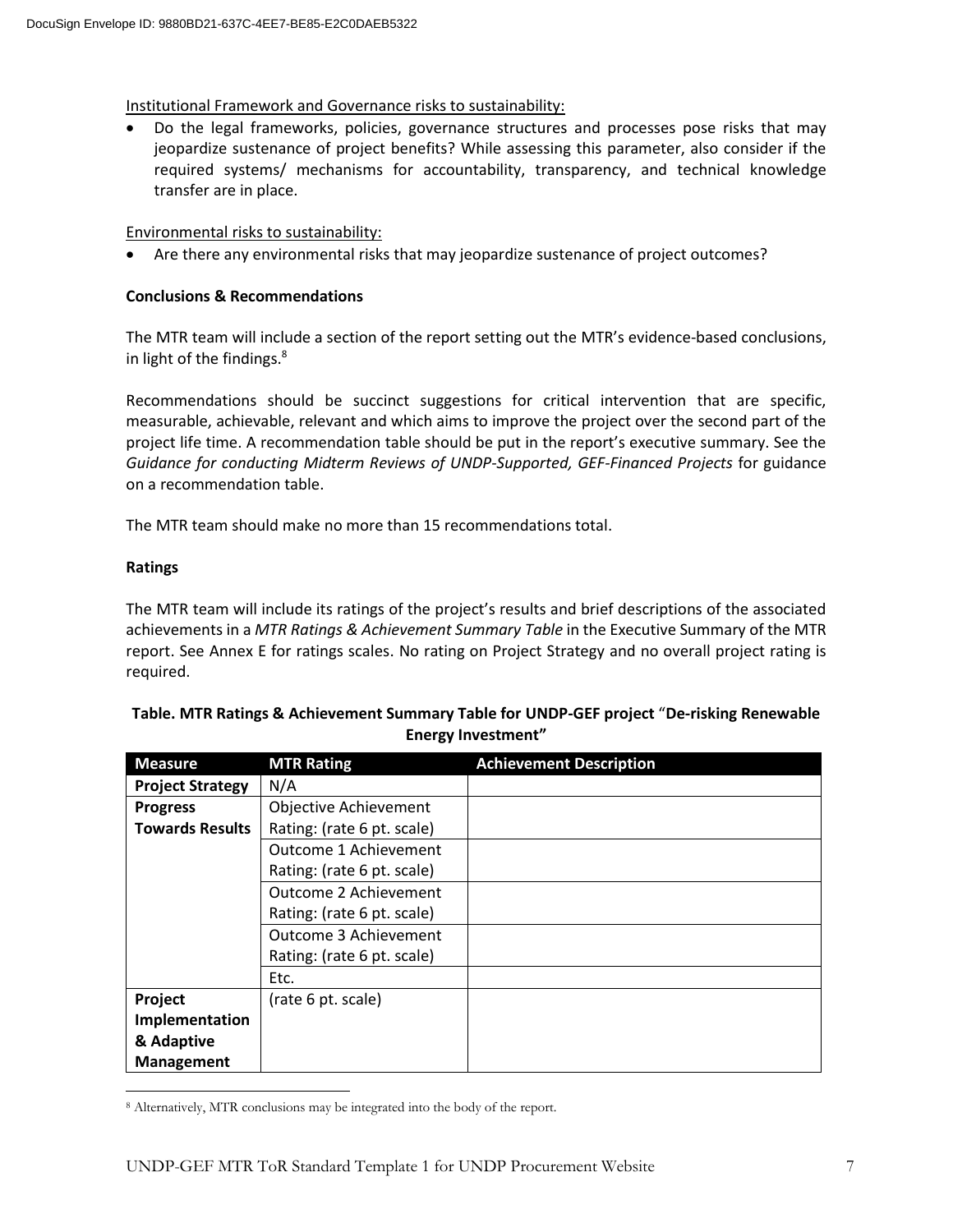Institutional Framework and Governance risks to sustainability:

- Do the legal frameworks, policies, governance structures and processes pose risks that may jeopardize sustenance of project benefits? While assessing this parameter, also consider if the required systems/ mechanisms for accountability, transparency, and technical knowledge transfer are in place.

Environmental risks to sustainability:

- Are there any environmental risks that may jeopardize sustenance of project outcomes?

**Conclusions & Recommendations**

The MTR team will include a section of the report setting out the MTR's evidence-based conclusions, in light of the findings.[8]

Recommendations should be succinct suggestions for critical intervention that are specific, measurable, achievable, relevant and which aims to improve the project over the second part of the project life time. A recommendation table should be put in the report's executive summary. See the *Guidance for conducting Midterm Reviews of UNDP-Supported, GEF-Financed Projects* for guidance on a recommendation table.

The MTR team should make no more than 15 recommendations total.

**Ratings**

The MTR team will include its ratings of the project's results and brief descriptions of the associated achievements in a *MTR Ratings & Achievement Summary Table* in the Executive Summary of the MTR report. See Annex E for ratings scales. No rating on Project Strategy and no overall project rating is required.

**Table. MTR Ratings & Achievement Summary Table for UNDP-GEF project "De-risking Renewable Energy Investment"**

| Measure | MTR Rating | Achievement Description |
|---|---|---|
| **Project Strategy** | N/A | |
| **Progress Towards Results** | Objective Achievement Rating: (rate 6 pt. scale) | |
| | Outcome 1 Achievement Rating: (rate 6 pt. scale) | |
| | Outcome 2 Achievement Rating: (rate 6 pt. scale) | |
| | Outcome 3 Achievement Rating: (rate 6 pt. scale) | |
| | Etc. | |
| **Project Implementation & Adaptive Management** | (rate 6 pt. scale) | |

[8] Alternatively, MTR conclusions may be integrated into the body of the report.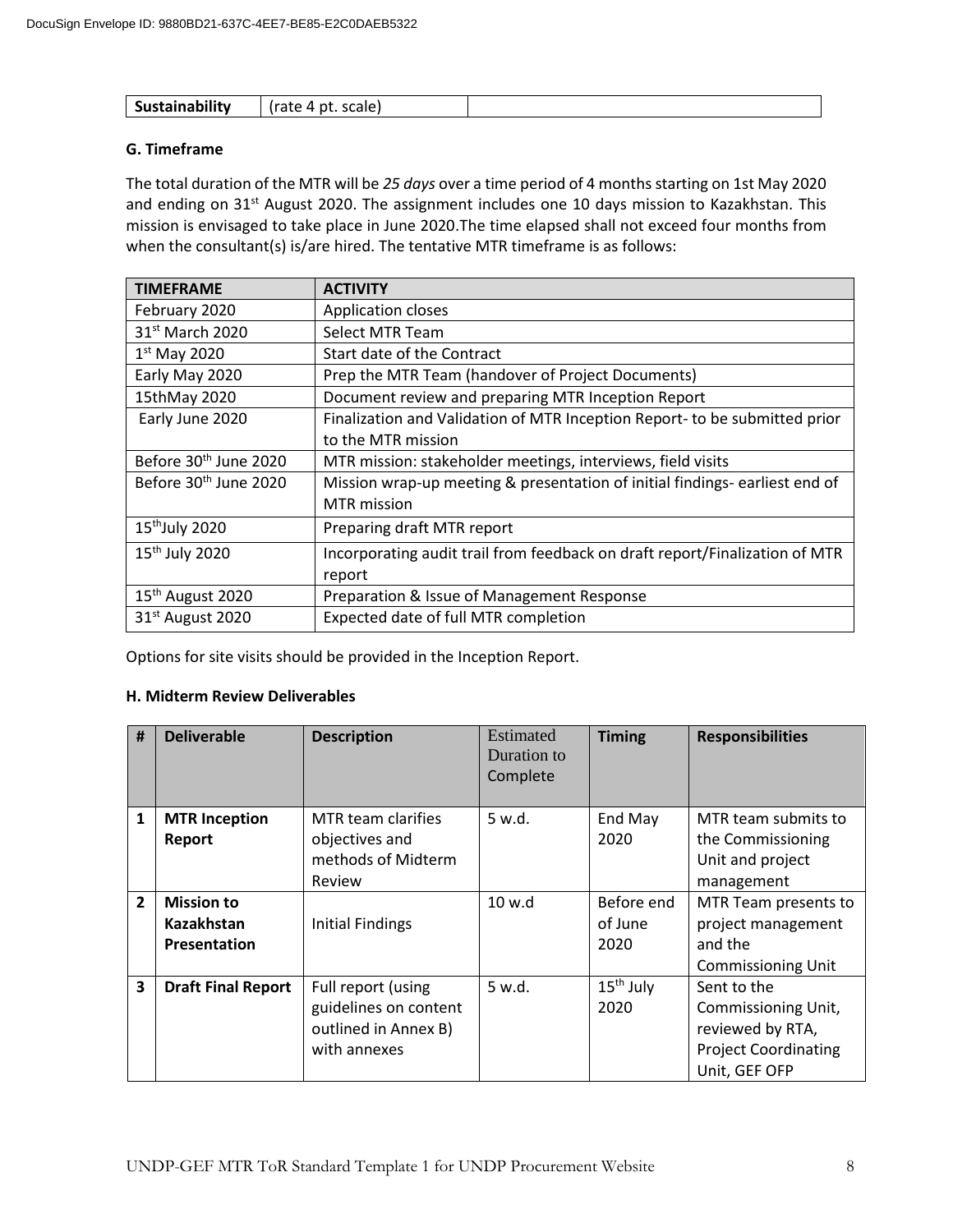| Sustainability | (rate 4 pt. scale) | |
|---|---|---|

**G. Timeframe**

The total duration of the MTR will be *25 days* over a time period of 4 months starting on 1st May 2020 and ending on 31st August 2020. The assignment includes one 10 days mission to Kazakhstan. This mission is envisaged to take place in June 2020.The time elapsed shall not exceed four months from when the consultant(s) is/are hired. The tentative MTR timeframe is as follows:

| TIMEFRAME | ACTIVITY |
|---|---|
| February 2020 | Application closes |
| 31st March 2020 | Select MTR Team |
| 1st May 2020 | Start date of the Contract |
| Early May 2020 | Prep the MTR Team (handover of Project Documents) |
| 15thMay 2020 | Document review and preparing MTR Inception Report |
| Early June 2020 | Finalization and Validation of MTR Inception Report- to be submitted prior to the MTR mission |
| Before 30th June 2020 | MTR mission: stakeholder meetings, interviews, field visits |
| Before 30th June 2020 | Mission wrap-up meeting & presentation of initial findings- earliest end of MTR mission |
| 15thJuly 2020 | Preparing draft MTR report |
| 15th July 2020 | Incorporating audit trail from feedback on draft report/Finalization of MTR report |
| 15th August 2020 | Preparation & Issue of Management Response |
| 31st August 2020 | Expected date of full MTR completion |

Options for site visits should be provided in the Inception Report.

**H. Midterm Review Deliverables**

| # | Deliverable | Description | Estimated Duration to Complete | Timing | Responsibilities |
|---|---|---|---|---|---|
| 1 | **MTR Inception Report** | MTR team clarifies objectives and methods of Midterm Review | 5 w.d. | End May 2020 | MTR team submits to the Commissioning Unit and project management |
| 2 | **Mission to Kazakhstan Presentation** | Initial Findings | 10 w.d | Before end of June 2020 | MTR Team presents to project management and the Commissioning Unit |
| 3 | **Draft Final Report** | Full report (using guidelines on content outlined in Annex B) with annexes | 5 w.d. | 15th July 2020 | Sent to the Commissioning Unit, reviewed by RTA, Project Coordinating Unit, GEF OFP |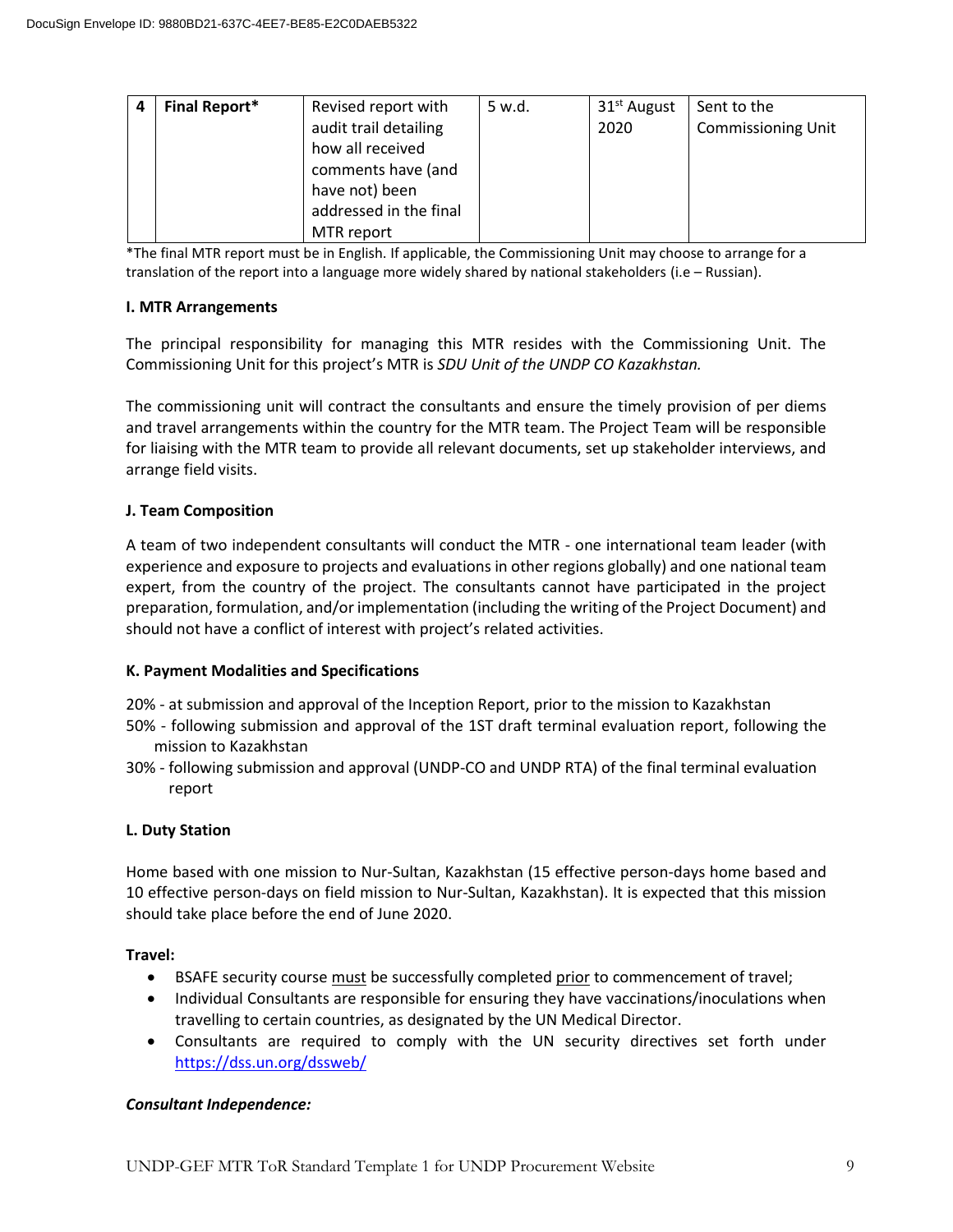| 4 | Final Report* | Revised report with audit trail detailing how all received comments have (and have not) been addressed in the final MTR report | 5 w.d. | 31st August 2020 | Sent to the Commissioning Unit |
|---|---|---|---|---|---|

*The final MTR report must be in English. If applicable, the Commissioning Unit may choose to arrange for a translation of the report into a language more widely shared by national stakeholders (i.e – Russian).

**I. MTR Arrangements**

The principal responsibility for managing this MTR resides with the Commissioning Unit. The Commissioning Unit for this project's MTR is *SDU Unit of the UNDP CO Kazakhstan.*

The commissioning unit will contract the consultants and ensure the timely provision of per diems and travel arrangements within the country for the MTR team. The Project Team will be responsible for liaising with the MTR team to provide all relevant documents, set up stakeholder interviews, and arrange field visits.

**J. Team Composition**

A team of two independent consultants will conduct the MTR - one international team leader (with experience and exposure to projects and evaluations in other regions globally) and one national team expert, from the country of the project. The consultants cannot have participated in the project preparation, formulation, and/or implementation (including the writing of the Project Document) and should not have a conflict of interest with project's related activities.

**K. Payment Modalities and Specifications**

20% - at submission and approval of the Inception Report, prior to the mission to Kazakhstan
50% - following submission and approval of the 1ST draft terminal evaluation report, following the mission to Kazakhstan
30% - following submission and approval (UNDP-CO and UNDP RTA) of the final terminal evaluation report

**L. Duty Station**

Home based with one mission to Nur-Sultan, Kazakhstan (15 effective person-days home based and 10 effective person-days on field mission to Nur-Sultan, Kazakhstan). It is expected that this mission should take place before the end of June 2020.

**Travel:**

- BSAFE security course must be successfully completed prior to commencement of travel;
- Individual Consultants are responsible for ensuring they have vaccinations/inoculations when travelling to certain countries, as designated by the UN Medical Director.
- Consultants are required to comply with the UN security directives set forth under https://dss.un.org/dssweb/

***Consultant Independence:***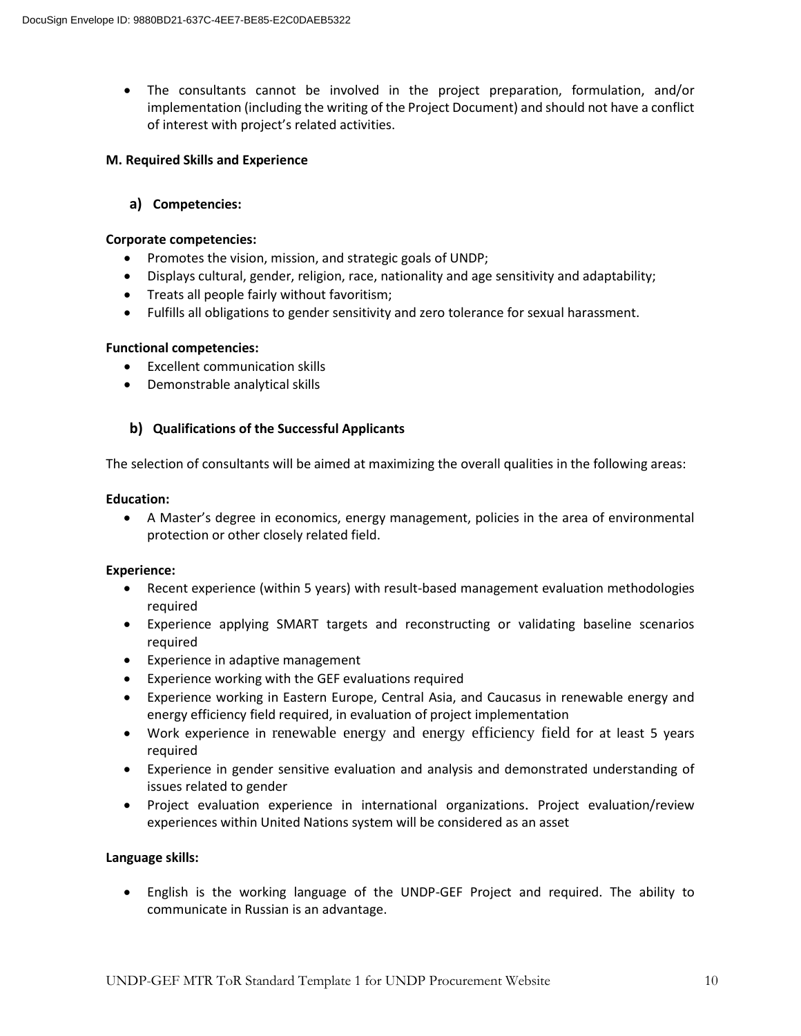- The consultants cannot be involved in the project preparation, formulation, and/or implementation (including the writing of the Project Document) and should not have a conflict of interest with project's related activities.

**M. Required Skills and Experience**

**a) Competencies:**

**Corporate competencies:**

- Promotes the vision, mission, and strategic goals of UNDP;
- Displays cultural, gender, religion, race, nationality and age sensitivity and adaptability;
- Treats all people fairly without favoritism;
- Fulfills all obligations to gender sensitivity and zero tolerance for sexual harassment.

**Functional competencies:**

- Excellent communication skills
- Demonstrable analytical skills

**b) Qualifications of the Successful Applicants**

The selection of consultants will be aimed at maximizing the overall qualities in the following areas:

**Education:**

- A Master's degree in economics, energy management, policies in the area of environmental protection or other closely related field.

**Experience:**

- Recent experience (within 5 years) with result-based management evaluation methodologies required
- Experience applying SMART targets and reconstructing or validating baseline scenarios required
- Experience in adaptive management
- Experience working with the GEF evaluations required
- Experience working in Eastern Europe, Central Asia, and Caucasus in renewable energy and energy efficiency field required, in evaluation of project implementation
- Work experience in renewable energy and energy efficiency field for at least 5 years required
- Experience in gender sensitive evaluation and analysis and demonstrated understanding of issues related to gender
- Project evaluation experience in international organizations. Project evaluation/review experiences within United Nations system will be considered as an asset

**Language skills:**

- English is the working language of the UNDP-GEF Project and required. The ability to communicate in Russian is an advantage.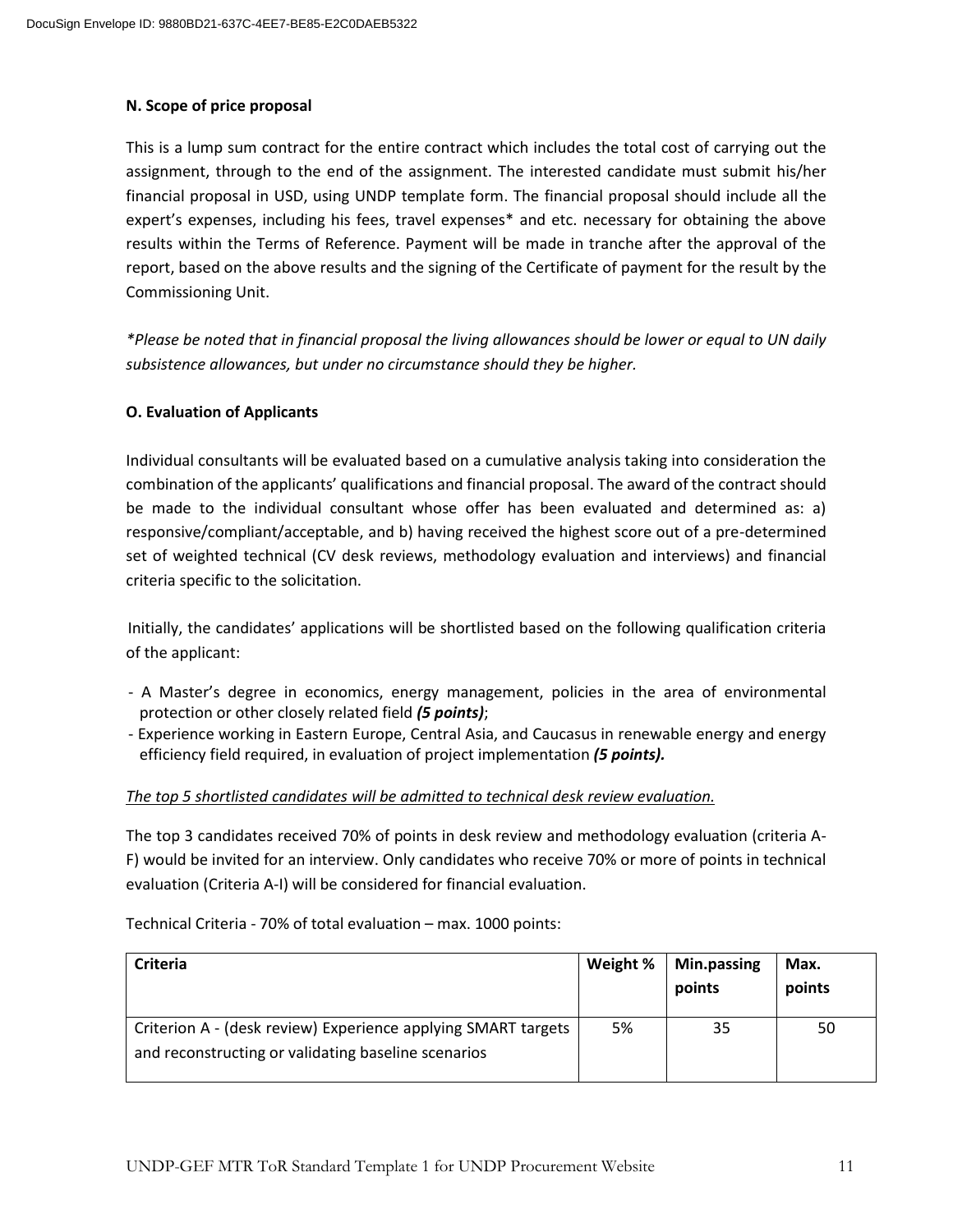**N. Scope of price proposal**

This is a lump sum contract for the entire contract which includes the total cost of carrying out the assignment, through to the end of the assignment. The interested candidate must submit his/her financial proposal in USD, using UNDP template form. The financial proposal should include all the expert's expenses, including his fees, travel expenses* and etc. necessary for obtaining the above results within the Terms of Reference. Payment will be made in tranche after the approval of the report, based on the above results and the signing of the Certificate of payment for the result by the Commissioning Unit.

*\*Please be noted that in financial proposal the living allowances should be lower or equal to UN daily subsistence allowances, but under no circumstance should they be higher.*

**O. Evaluation of Applicants**

Individual consultants will be evaluated based on a cumulative analysis taking into consideration the combination of the applicants' qualifications and financial proposal. The award of the contract should be made to the individual consultant whose offer has been evaluated and determined as: a) responsive/compliant/acceptable, and b) having received the highest score out of a pre-determined set of weighted technical (CV desk reviews, methodology evaluation and interviews) and financial criteria specific to the solicitation.

Initially, the candidates' applications will be shortlisted based on the following qualification criteria of the applicant:

- A Master's degree in economics, energy management, policies in the area of environmental protection or other closely related field ***(5 points)***;
- Experience working in Eastern Europe, Central Asia, and Caucasus in renewable energy and energy efficiency field required, in evaluation of project implementation ***(5 points).***

*The top 5 shortlisted candidates will be admitted to technical desk review evaluation.*

The top 3 candidates received 70% of points in desk review and methodology evaluation (criteria A-F) would be invited for an interview. Only candidates who receive 70% or more of points in technical evaluation (Criteria A-I) will be considered for financial evaluation.

Technical Criteria - 70% of total evaluation – max. 1000 points:

| Criteria | Weight % | Min.passing points | Max. points |
|---|---|---|---|
| Criterion A - (desk review) Experience applying SMART targets and reconstructing or validating baseline scenarios | 5% | 35 | 50 |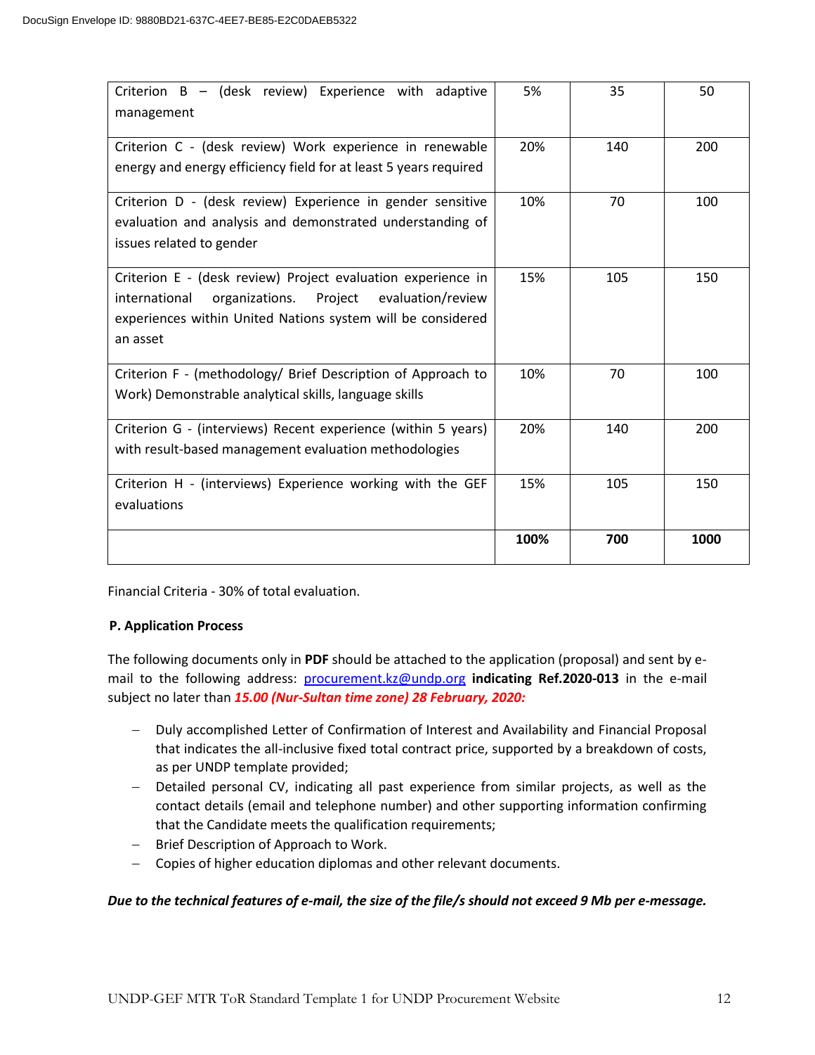| Criterion B – (desk review) Experience with adaptive management | 5% | 35 | 50 |
|---|---|---|---|
| Criterion C - (desk review) Work experience in renewable energy and energy efficiency field for at least 5 years required | 20% | 140 | 200 |
| Criterion D - (desk review) Experience in gender sensitive evaluation and analysis and demonstrated understanding of issues related to gender | 10% | 70 | 100 |
| Criterion E - (desk review) Project evaluation experience in international organizations. Project evaluation/review experiences within United Nations system will be considered an asset | 15% | 105 | 150 |
| Criterion F - (methodology/ Brief Description of Approach to Work) Demonstrable analytical skills, language skills | 10% | 70 | 100 |
| Criterion G - (interviews) Recent experience (within 5 years) with result-based management evaluation methodologies | 20% | 140 | 200 |
| Criterion H - (interviews) Experience working with the GEF evaluations | 15% | 105 | 150 |
| | **100%** | **700** | **1000** |

Financial Criteria - 30% of total evaluation.

**P. Application Process**

The following documents only in **PDF** should be attached to the application (proposal) and sent by e-mail to the following address: procurement.kz@undp.org **indicating Ref.2020-013** in the e-mail subject no later than ***15.00 (Nur-Sultan time zone) 28 February, 2020:***

- Duly accomplished Letter of Confirmation of Interest and Availability and Financial Proposal that indicates the all-inclusive fixed total contract price, supported by a breakdown of costs, as per UNDP template provided;
- Detailed personal CV, indicating all past experience from similar projects, as well as the contact details (email and telephone number) and other supporting information confirming that the Candidate meets the qualification requirements;
- Brief Description of Approach to Work.
- Copies of higher education diplomas and other relevant documents.

***Due to the technical features of e-mail, the size of the file/s should not exceed 9 Mb per e-message.***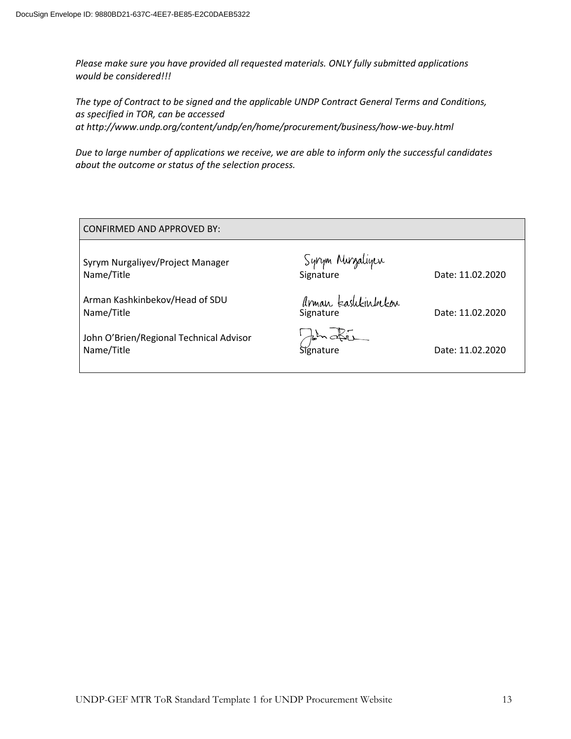*Please make sure you have provided all requested materials. ONLY fully submitted applications would be considered!!!*

*The type of Contract to be signed and the applicable UNDP Contract General Terms and Conditions, as specified in TOR, can be accessed at http://www.undp.org/content/undp/en/home/procurement/business/how-we-buy.html*

*Due to large number of applications we receive, we are able to inform only the successful candidates about the outcome or status of the selection process.*

| CONFIRMED AND APPROVED BY: | | |
|---|---|---|
| Syrym Nurgaliyev/Project Manager<br>Name/Title | Syrym Nurgaliyev<br>Signature | Date: 11.02.2020 |
| Arman Kashkinbekov/Head of SDU<br>Name/Title | Arman Kashkinbekov<br>Signature | Date: 11.02.2020 |
| John O'Brien/Regional Technical Advisor<br>Name/Title | Signature | Date: 11.02.2020 |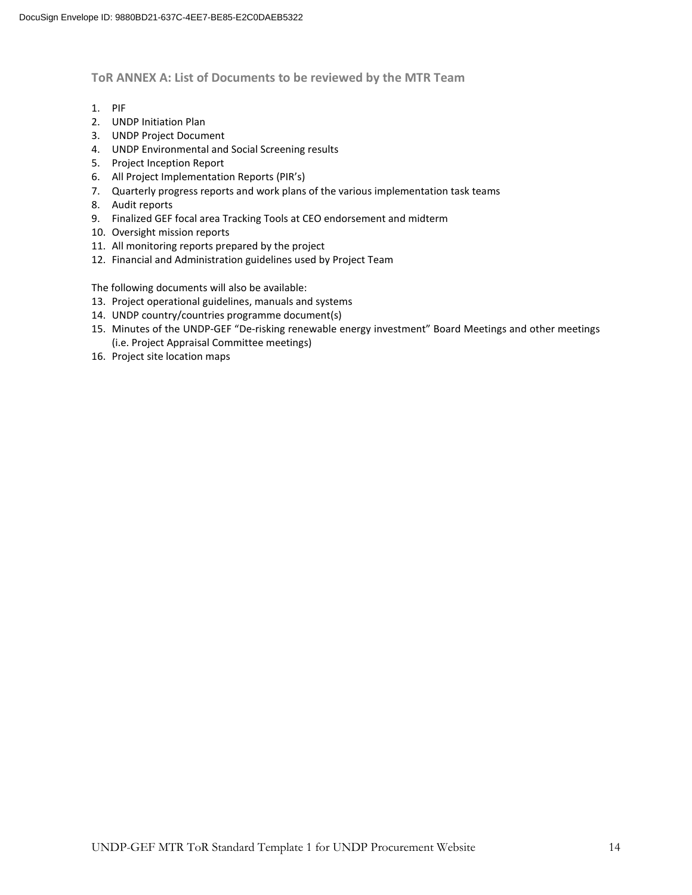## ToR ANNEX A: List of Documents to be reviewed by the MTR Team

1. PIF
2. UNDP Initiation Plan
3. UNDP Project Document
4. UNDP Environmental and Social Screening results
5. Project Inception Report
6. All Project Implementation Reports (PIR's)
7. Quarterly progress reports and work plans of the various implementation task teams
8. Audit reports
9. Finalized GEF focal area Tracking Tools at CEO endorsement and midterm
10. Oversight mission reports
11. All monitoring reports prepared by the project
12. Financial and Administration guidelines used by Project Team

The following documents will also be available:

13. Project operational guidelines, manuals and systems
14. UNDP country/countries programme document(s)
15. Minutes of the UNDP-GEF "De-risking renewable energy investment" Board Meetings and other meetings (i.e. Project Appraisal Committee meetings)
16. Project site location maps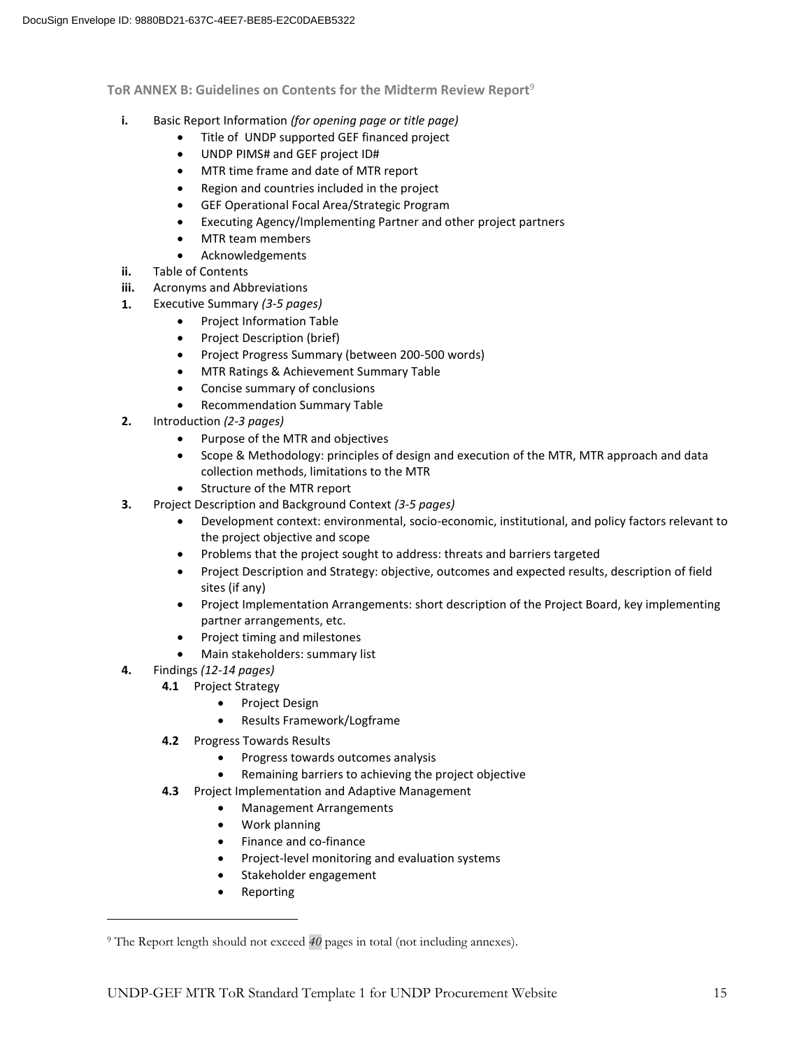### ToR ANNEX B: Guidelines on Contents for the Midterm Review Report[9]

**i.** Basic Report Information *(for opening page or title page)*

- Title of UNDP supported GEF financed project
- UNDP PIMS# and GEF project ID#
- MTR time frame and date of MTR report
- Region and countries included in the project
- GEF Operational Focal Area/Strategic Program
- Executing Agency/Implementing Partner and other project partners
- MTR team members
- Acknowledgements

**ii.** Table of Contents

**iii.** Acronyms and Abbreviations

**1.** Executive Summary *(3-5 pages)*

- Project Information Table
- Project Description (brief)
- Project Progress Summary (between 200-500 words)
- MTR Ratings & Achievement Summary Table
- Concise summary of conclusions
- Recommendation Summary Table

**2.** Introduction *(2-3 pages)*

- Purpose of the MTR and objectives
- Scope & Methodology: principles of design and execution of the MTR, MTR approach and data collection methods, limitations to the MTR
- Structure of the MTR report

**3.** Project Description and Background Context *(3-5 pages)*

- Development context: environmental, socio-economic, institutional, and policy factors relevant to the project objective and scope
- Problems that the project sought to address: threats and barriers targeted
- Project Description and Strategy: objective, outcomes and expected results, description of field sites (if any)
- Project Implementation Arrangements: short description of the Project Board, key implementing partner arrangements, etc.
- Project timing and milestones
- Main stakeholders: summary list

**4.** Findings *(12-14 pages)*

**4.1** Project Strategy

- Project Design
- Results Framework/Logframe

**4.2** Progress Towards Results

- Progress towards outcomes analysis
- Remaining barriers to achieving the project objective

**4.3** Project Implementation and Adaptive Management

- Management Arrangements
- Work planning
- Finance and co-finance
- Project-level monitoring and evaluation systems
- Stakeholder engagement
- Reporting

---

[9] The Report length should not exceed *40* pages in total (not including annexes).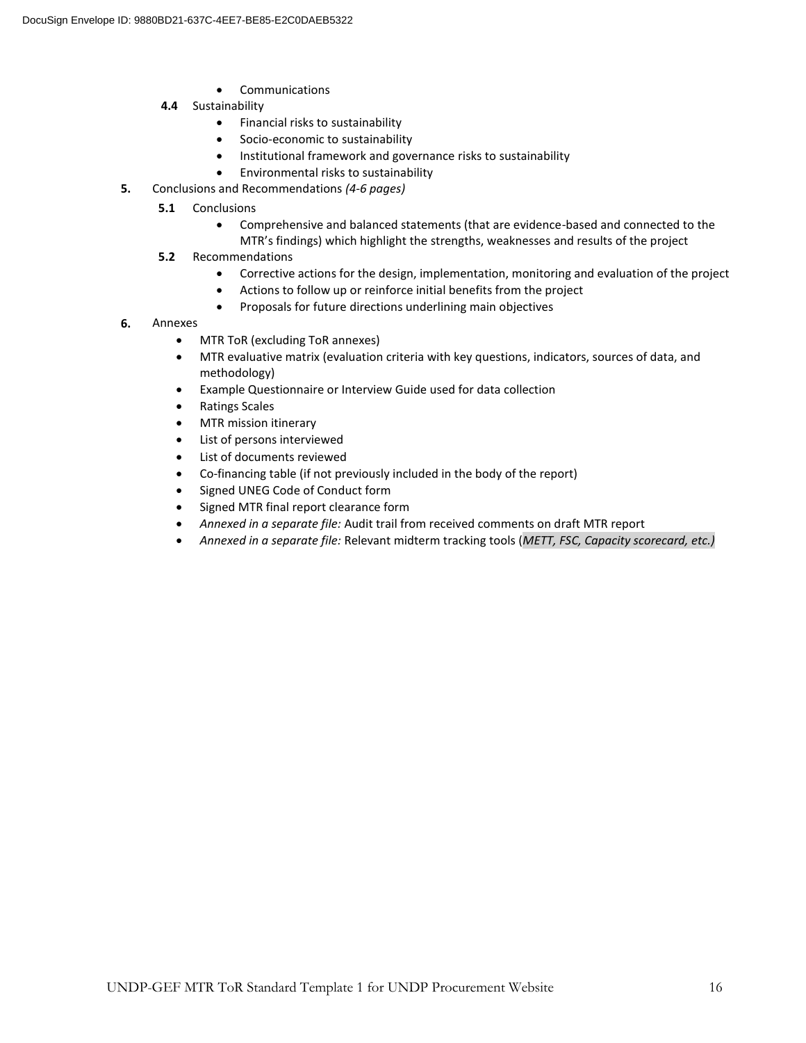- Communications

**4.4** Sustainability
- Financial risks to sustainability
- Socio-economic to sustainability
- Institutional framework and governance risks to sustainability
- Environmental risks to sustainability

**5.** Conclusions and Recommendations *(4-6 pages)*

**5.1** Conclusions
- Comprehensive and balanced statements (that are evidence-based and connected to the MTR's findings) which highlight the strengths, weaknesses and results of the project

**5.2** Recommendations
- Corrective actions for the design, implementation, monitoring and evaluation of the project
- Actions to follow up or reinforce initial benefits from the project
- Proposals for future directions underlining main objectives

**6.** Annexes
- MTR ToR (excluding ToR annexes)
- MTR evaluative matrix (evaluation criteria with key questions, indicators, sources of data, and methodology)
- Example Questionnaire or Interview Guide used for data collection
- Ratings Scales
- MTR mission itinerary
- List of persons interviewed
- List of documents reviewed
- Co-financing table (if not previously included in the body of the report)
- Signed UNEG Code of Conduct form
- Signed MTR final report clearance form
- *Annexed in a separate file:* Audit trail from received comments on draft MTR report
- *Annexed in a separate file:* Relevant midterm tracking tools (*METT, FSC, Capacity scorecard, etc.)*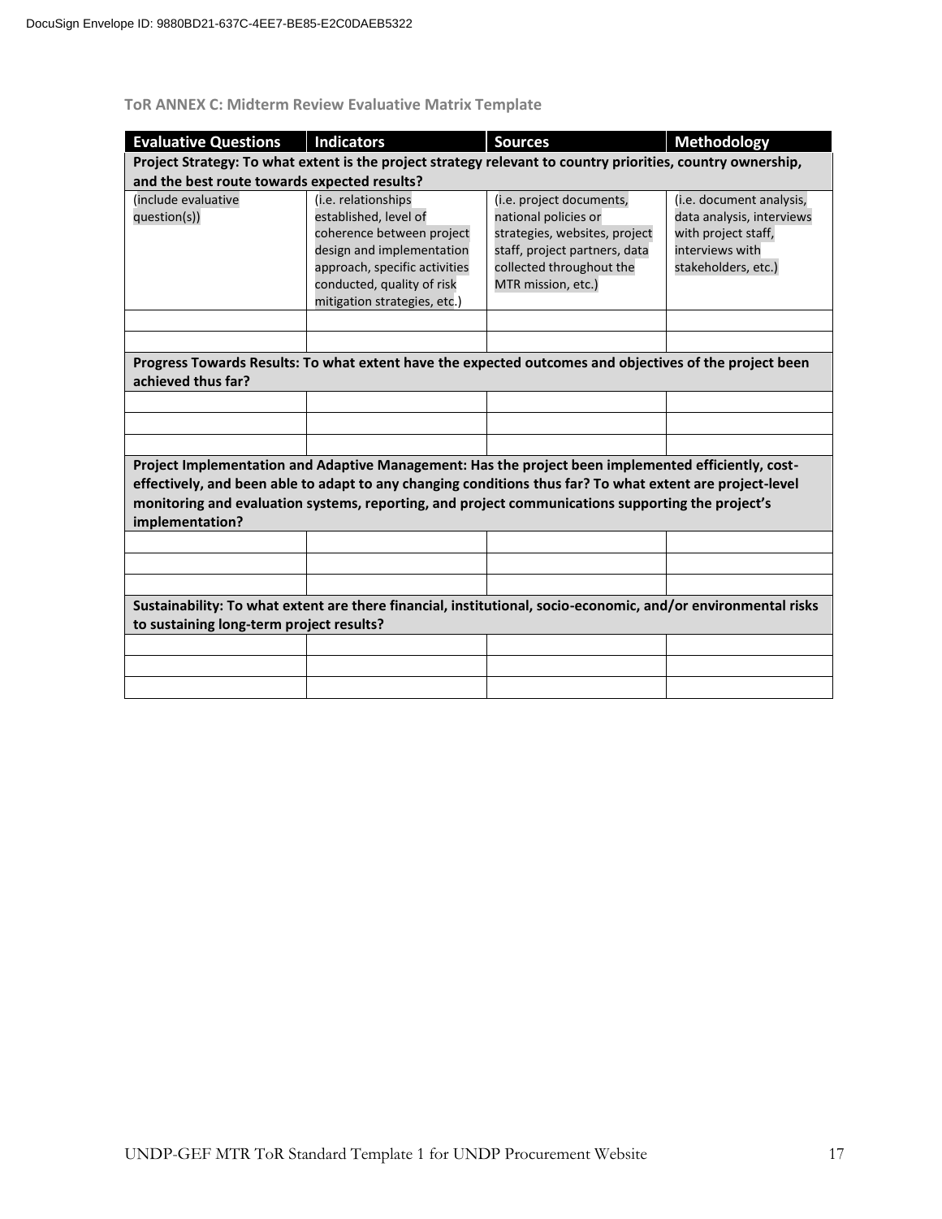**ToR ANNEX C: Midterm Review Evaluative Matrix Template**

| Evaluative Questions | Indicators | Sources | Methodology |
|---|---|---|---|
| **Project Strategy: To what extent is the project strategy relevant to country priorities, country ownership, and the best route towards expected results?** | | | |
| (include evaluative question(s)) | (i.e. relationships established, level of coherence between project design and implementation approach, specific activities conducted, quality of risk mitigation strategies, etc.) | (i.e. project documents, national policies or strategies, websites, project staff, project partners, data collected throughout the MTR mission, etc.) | (i.e. document analysis, data analysis, interviews with project staff, interviews with stakeholders, etc.) |
| | | | |
| | | | |
| **Progress Towards Results: To what extent have the expected outcomes and objectives of the project been achieved thus far?** | | | |
| | | | |
| | | | |
| | | | |
| **Project Implementation and Adaptive Management: Has the project been implemented efficiently, cost-effectively, and been able to adapt to any changing conditions thus far? To what extent are project-level monitoring and evaluation systems, reporting, and project communications supporting the project's implementation?** | | | |
| | | | |
| | | | |
| | | | |
| **Sustainability: To what extent are there financial, institutional, socio-economic, and/or environmental risks to sustaining long-term project results?** | | | |
| | | | |
| | | | |
| | | | |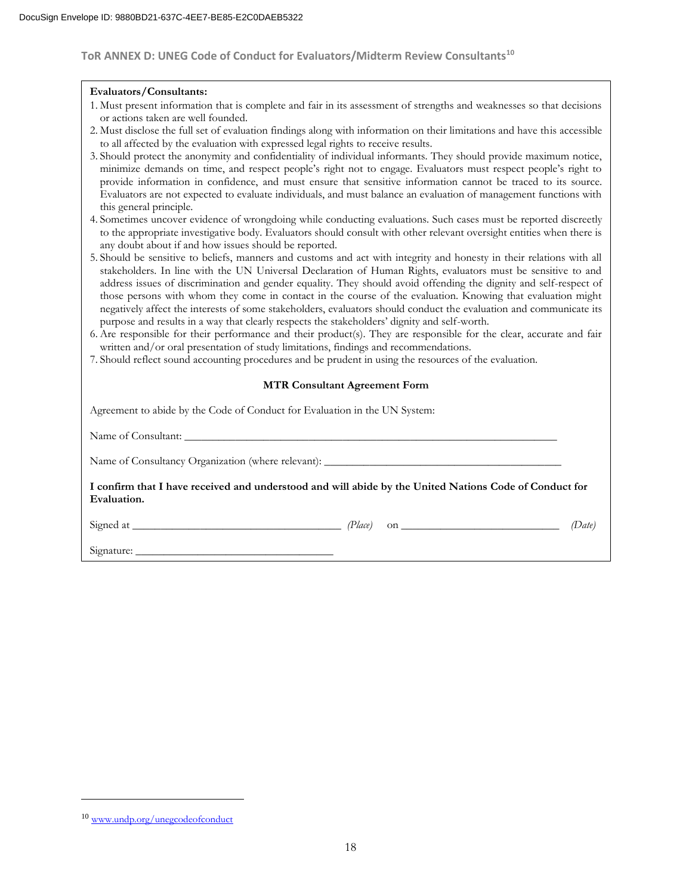DocuSign Envelope ID: 9880BD21-637C-4EE7-BE85-E2C0DAEB5322

## ToR ANNEX D: UNEG Code of Conduct for Evaluators/Midterm Review Consultants[10]

**Evaluators/Consultants:**

1. Must present information that is complete and fair in its assessment of strengths and weaknesses so that decisions or actions taken are well founded.
2. Must disclose the full set of evaluation findings along with information on their limitations and have this accessible to all affected by the evaluation with expressed legal rights to receive results.
3. Should protect the anonymity and confidentiality of individual informants. They should provide maximum notice, minimize demands on time, and respect people's right not to engage. Evaluators must respect people's right to provide information in confidence, and must ensure that sensitive information cannot be traced to its source. Evaluators are not expected to evaluate individuals, and must balance an evaluation of management functions with this general principle.
4. Sometimes uncover evidence of wrongdoing while conducting evaluations. Such cases must be reported discreetly to the appropriate investigative body. Evaluators should consult with other relevant oversight entities when there is any doubt about if and how issues should be reported.
5. Should be sensitive to beliefs, manners and customs and act with integrity and honesty in their relations with all stakeholders. In line with the UN Universal Declaration of Human Rights, evaluators must be sensitive to and address issues of discrimination and gender equality. They should avoid offending the dignity and self-respect of those persons with whom they come in contact in the course of the evaluation. Knowing that evaluation might negatively affect the interests of some stakeholders, evaluators should conduct the evaluation and communicate its purpose and results in a way that clearly respects the stakeholders' dignity and self-worth.
6. Are responsible for their performance and their product(s). They are responsible for the clear, accurate and fair written and/or oral presentation of study limitations, findings and recommendations.
7. Should reflect sound accounting procedures and be prudent in using the resources of the evaluation.

**MTR Consultant Agreement Form**

Agreement to abide by the Code of Conduct for Evaluation in the UN System:

Name of Consultant: ___________________________________________________________________

Name of Consultancy Organization (where relevant): ________________________________________

**I confirm that I have received and understood and will abide by the United Nations Code of Conduct for Evaluation.**

Signed at ____________________________________ *(Place)* on ___________________________ *(Date)*

Signature: __________________________________

---

[10] www.undp.org/unegcodeofconduct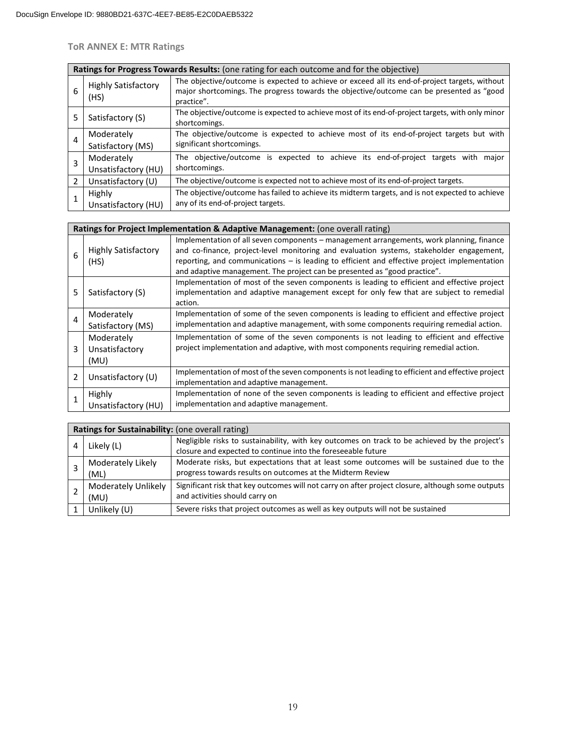## ToR ANNEX E: MTR Ratings

| **Ratings for Progress Towards Results:** (one rating for each outcome and for the objective) | | |
|---|---|---|
| 6 | Highly Satisfactory (HS) | The objective/outcome is expected to achieve or exceed all its end-of-project targets, without major shortcomings. The progress towards the objective/outcome can be presented as "good practice". |
| 5 | Satisfactory (S) | The objective/outcome is expected to achieve most of its end-of-project targets, with only minor shortcomings. |
| 4 | Moderately Satisfactory (MS) | The objective/outcome is expected to achieve most of its end-of-project targets but with significant shortcomings. |
| 3 | Moderately Unsatisfactory (HU) | The objective/outcome is expected to achieve its end-of-project targets with major shortcomings. |
| 2 | Unsatisfactory (U) | The objective/outcome is expected not to achieve most of its end-of-project targets. |
| 1 | Highly Unsatisfactory (HU) | The objective/outcome has failed to achieve its midterm targets, and is not expected to achieve any of its end-of-project targets. |

| **Ratings for Project Implementation & Adaptive Management:** (one overall rating) | | |
|---|---|---|
| 6 | Highly Satisfactory (HS) | Implementation of all seven components – management arrangements, work planning, finance and co-finance, project-level monitoring and evaluation systems, stakeholder engagement, reporting, and communications – is leading to efficient and effective project implementation and adaptive management. The project can be presented as "good practice". |
| 5 | Satisfactory (S) | Implementation of most of the seven components is leading to efficient and effective project implementation and adaptive management except for only few that are subject to remedial action. |
| 4 | Moderately Satisfactory (MS) | Implementation of some of the seven components is leading to efficient and effective project implementation and adaptive management, with some components requiring remedial action. |
| 3 | Moderately Unsatisfactory (MU) | Implementation of some of the seven components is not leading to efficient and effective project implementation and adaptive, with most components requiring remedial action. |
| 2 | Unsatisfactory (U) | Implementation of most of the seven components is not leading to efficient and effective project implementation and adaptive management. |
| 1 | Highly Unsatisfactory (HU) | Implementation of none of the seven components is leading to efficient and effective project implementation and adaptive management. |

| **Ratings for Sustainability:** (one overall rating) | | |
|---|---|---|
| 4 | Likely (L) | Negligible risks to sustainability, with key outcomes on track to be achieved by the project's closure and expected to continue into the foreseeable future |
| 3 | Moderately Likely (ML) | Moderate risks, but expectations that at least some outcomes will be sustained due to the progress towards results on outcomes at the Midterm Review |
| 2 | Moderately Unlikely (MU) | Significant risk that key outcomes will not carry on after project closure, although some outputs and activities should carry on |
| 1 | Unlikely (U) | Severe risks that project outcomes as well as key outputs will not be sustained |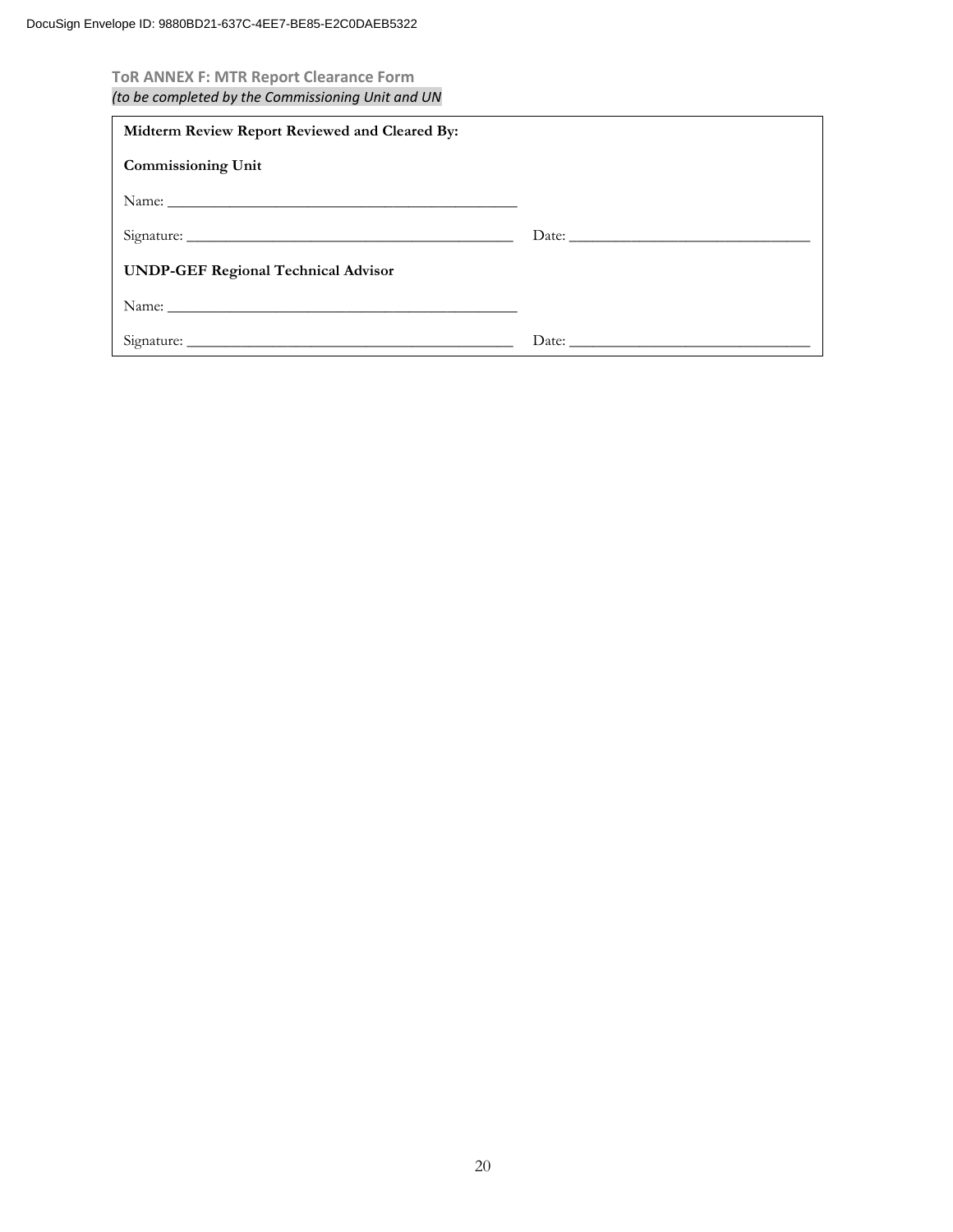**ToR ANNEX F: MTR Report Clearance Form**
*(to be completed by the Commissioning Unit and UN*

**Midterm Review Report Reviewed and Cleared By:**

**Commissioning Unit**

Name: _____________________________________________

Signature: __________________________________________ Date: _______________________________

**UNDP-GEF Regional Technical Advisor**

Name: _____________________________________________

Signature: __________________________________________ Date: _______________________________